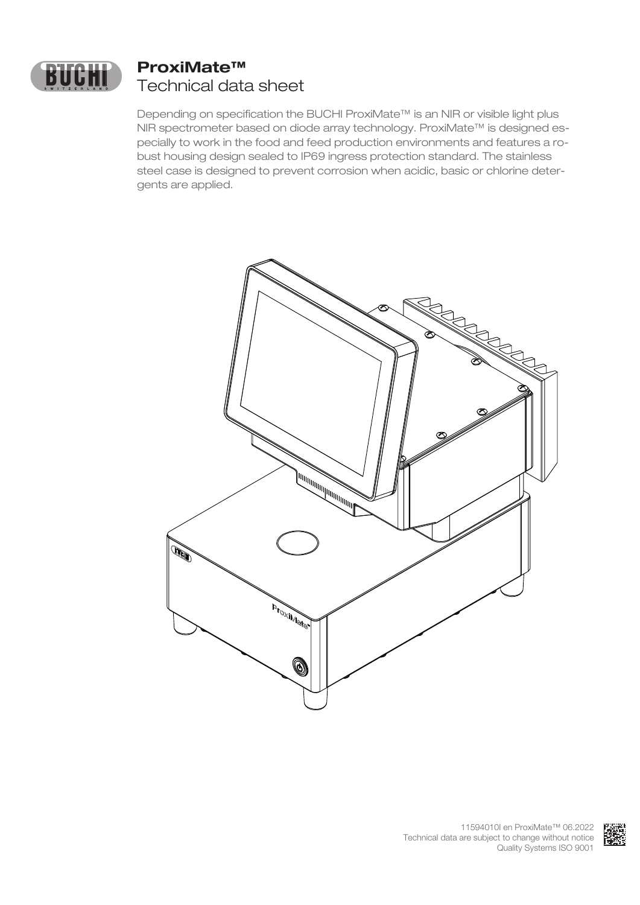# ProxiMate™
## Technical data sheet

Depending on specification the BUCHI ProxiMate™ is an NIR or visible light plus NIR spectrometer based on diode array technology. ProxiMate™ is designed especially to work in the food and feed production environments and features a robust housing design sealed to IP69 ingress protection standard. The stainless steel case is designed to prevent corrosion when acidic, basic or chlorine detergents are applied.

11594010I en ProxiMate™ 06.2022
Technical data are subject to change without notice
Quality Systems ISO 9001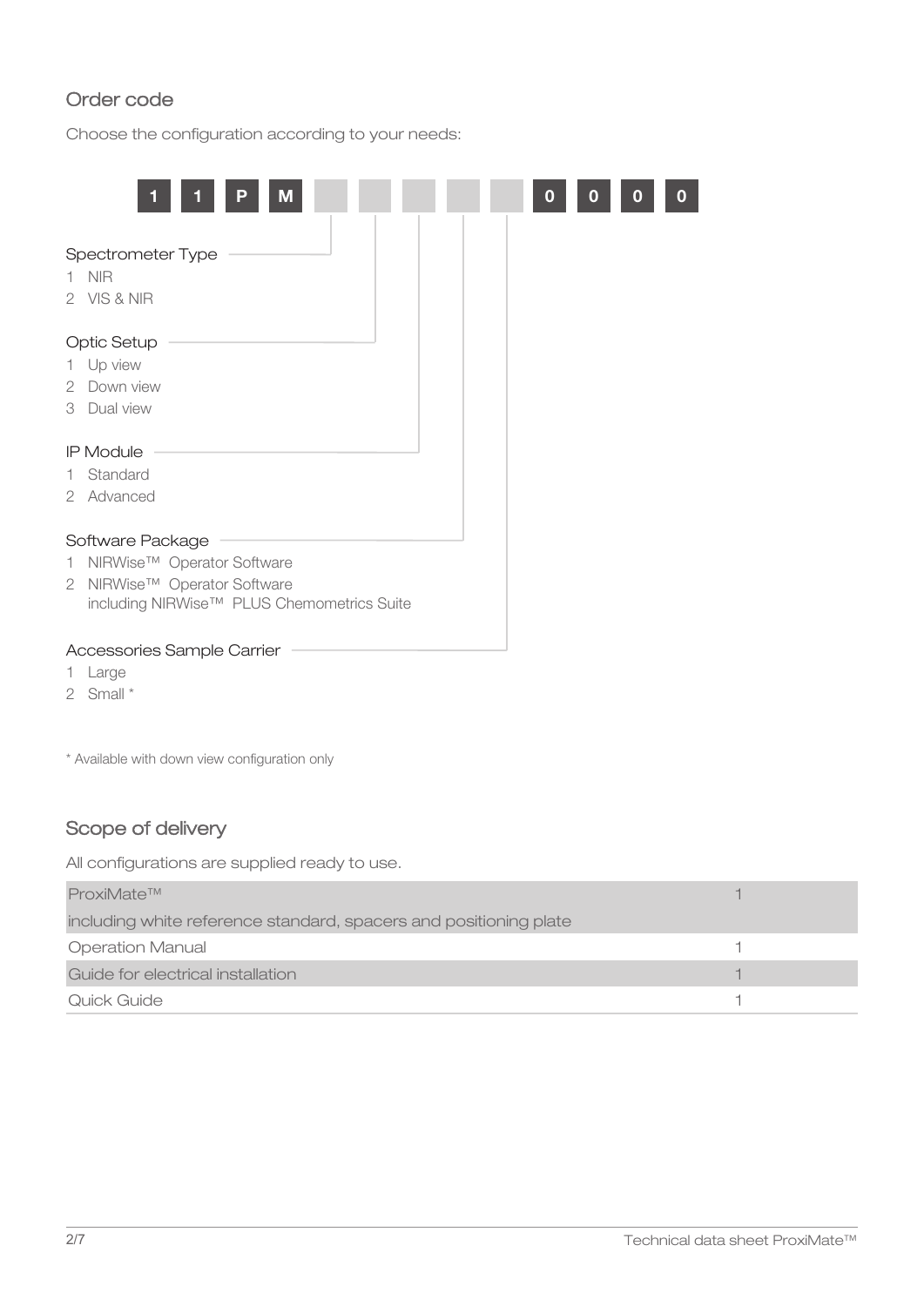## Order code

Choose the configuration according to your needs:

| 1 | 1 | P | M | | | | | | 0 | 0 | 0 | 0 |
|---|---|---|---|---|---|---|---|---|---|---|---|---|

**Spectrometer Type**

1 NIR
2 VIS & NIR

**Optic Setup**

1 Up view
2 Down view
3 Dual view

**IP Module**

1 Standard
2 Advanced

**Software Package**

1 NIRWise™ Operator Software
2 NIRWise™ Operator Software including NIRWise™ PLUS Chemometrics Suite

**Accessories Sample Carrier**

1 Large
2 Small *

* Available with down view configuration only

## Scope of delivery

All configurations are supplied ready to use.

| Item | Qty |
|---|---|
| ProxiMate™ including white reference standard, spacers and positioning plate | 1 |
| Operation Manual | 1 |
| Guide for electrical installation | 1 |
| Quick Guide | 1 |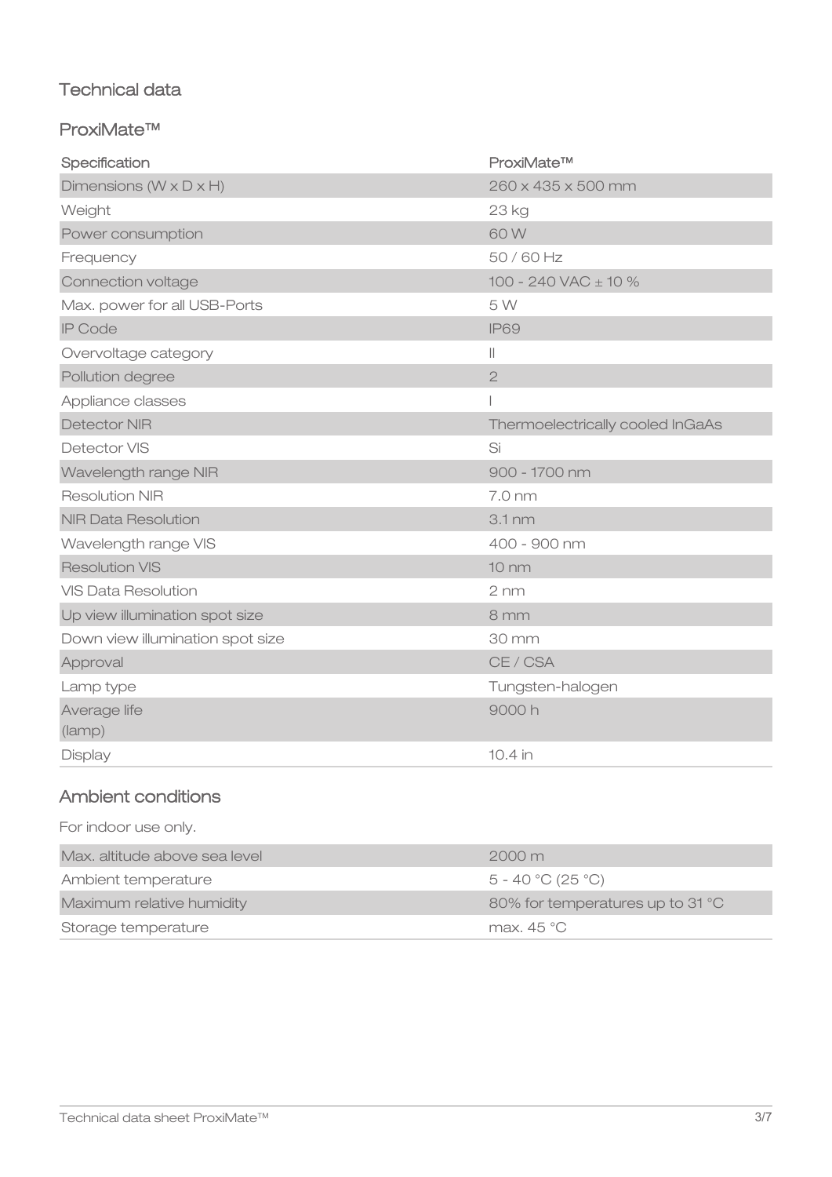## Technical data

### ProxiMate™

| Specification | ProxiMate™ |
| --- | --- |
| Dimensions (W x D x H) | 260 x 435 x 500 mm |
| Weight | 23 kg |
| Power consumption | 60 W |
| Frequency | 50 / 60 Hz |
| Connection voltage | 100 - 240 VAC ± 10 % |
| Max. power for all USB-Ports | 5 W |
| IP Code | IP69 |
| Overvoltage category | II |
| Pollution degree | 2 |
| Appliance classes | I |
| Detector NIR | Thermoelectrically cooled InGaAs |
| Detector VIS | Si |
| Wavelength range NIR | 900 - 1700 nm |
| Resolution NIR | 7.0 nm |
| NIR Data Resolution | 3.1 nm |
| Wavelength range VIS | 400 - 900 nm |
| Resolution VIS | 10 nm |
| VIS Data Resolution | 2 nm |
| Up view illumination spot size | 8 mm |
| Down view illumination spot size | 30 mm |
| Approval | CE / CSA |
| Lamp type | Tungsten-halogen |
| Average life (lamp) | 9000 h |
| Display | 10.4 in |

### Ambient conditions

For indoor use only.

| | |
| --- | --- |
| Max. altitude above sea level | 2000 m |
| Ambient temperature | 5 - 40 °C (25 °C) |
| Maximum relative humidity | 80% for temperatures up to 31 °C |
| Storage temperature | max. 45 °C |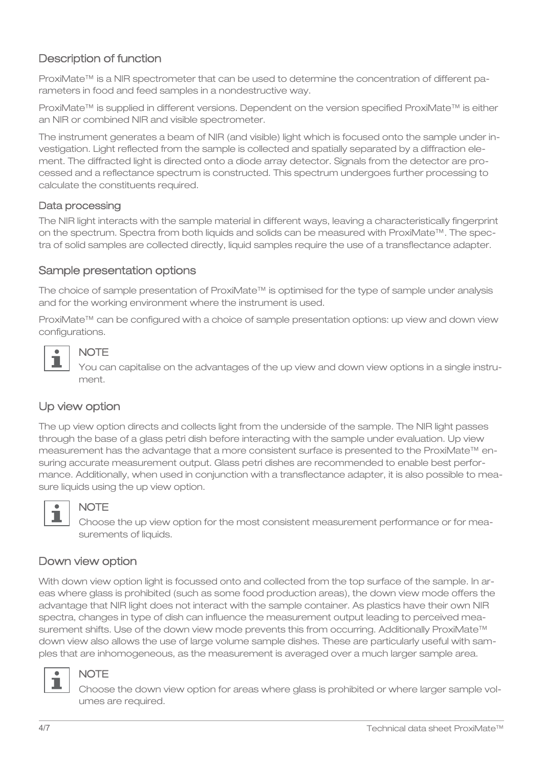## Description of function

ProxiMate™ is a NIR spectrometer that can be used to determine the concentration of different parameters in food and feed samples in a nondestructive way.

ProxiMate™ is supplied in different versions. Dependent on the version specified ProxiMate™ is either an NIR or combined NIR and visible spectrometer.

The instrument generates a beam of NIR (and visible) light which is focused onto the sample under investigation. Light reflected from the sample is collected and spatially separated by a diffraction element. The diffracted light is directed onto a diode array detector. Signals from the detector are processed and a reflectance spectrum is constructed. This spectrum undergoes further processing to calculate the constituents required.

### Data processing

The NIR light interacts with the sample material in different ways, leaving a characteristically fingerprint on the spectrum. Spectra from both liquids and solids can be measured with ProxiMate™. The spectra of solid samples are collected directly, liquid samples require the use of a transflectance adapter.

## Sample presentation options

The choice of sample presentation of ProxiMate™ is optimised for the type of sample under analysis and for the working environment where the instrument is used.

ProxiMate™ can be configured with a choice of sample presentation options: up view and down view configurations.

> **NOTE**
> You can capitalise on the advantages of the up view and down view options in a single instrument.

## Up view option

The up view option directs and collects light from the underside of the sample. The NIR light passes through the base of a glass petri dish before interacting with the sample under evaluation. Up view measurement has the advantage that a more consistent surface is presented to the ProxiMate™ ensuring accurate measurement output. Glass petri dishes are recommended to enable best performance. Additionally, when used in conjunction with a transflectance adapter, it is also possible to measure liquids using the up view option.

> **NOTE**
> Choose the up view option for the most consistent measurement performance or for measurements of liquids.

## Down view option

With down view option light is focussed onto and collected from the top surface of the sample. In areas where glass is prohibited (such as some food production areas), the down view mode offers the advantage that NIR light does not interact with the sample container. As plastics have their own NIR spectra, changes in type of dish can influence the measurement output leading to perceived measurement shifts. Use of the down view mode prevents this from occurring. Additionally ProxiMate™ down view also allows the use of large volume sample dishes. These are particularly useful with samples that are inhomogeneous, as the measurement is averaged over a much larger sample area.

> **NOTE**
> Choose the down view option for areas where glass is prohibited or where larger sample volumes are required.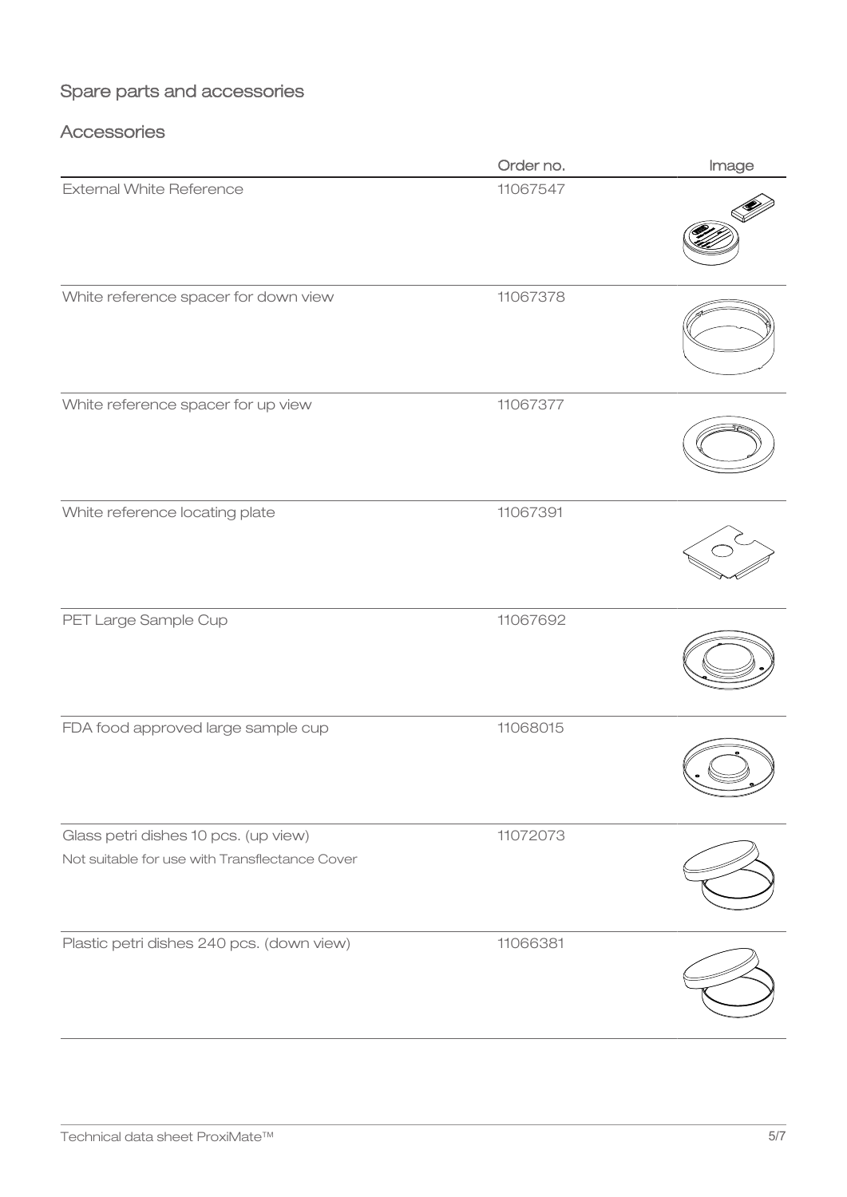## Spare parts and accessories

### Accessories

| | Order no. | Image |
|---|---|---|
| External White Reference | 11067547 | |
| White reference spacer for down view | 11067378 | |
| White reference spacer for up view | 11067377 | |
| White reference locating plate | 11067391 | |
| PET Large Sample Cup | 11067692 | |
| FDA food approved large sample cup | 11068015 | |
| Glass petri dishes 10 pcs. (up view)<br>Not suitable for use with Transflectance Cover | 11072073 | |
| Plastic petri dishes 240 pcs. (down view) | 11066381 | |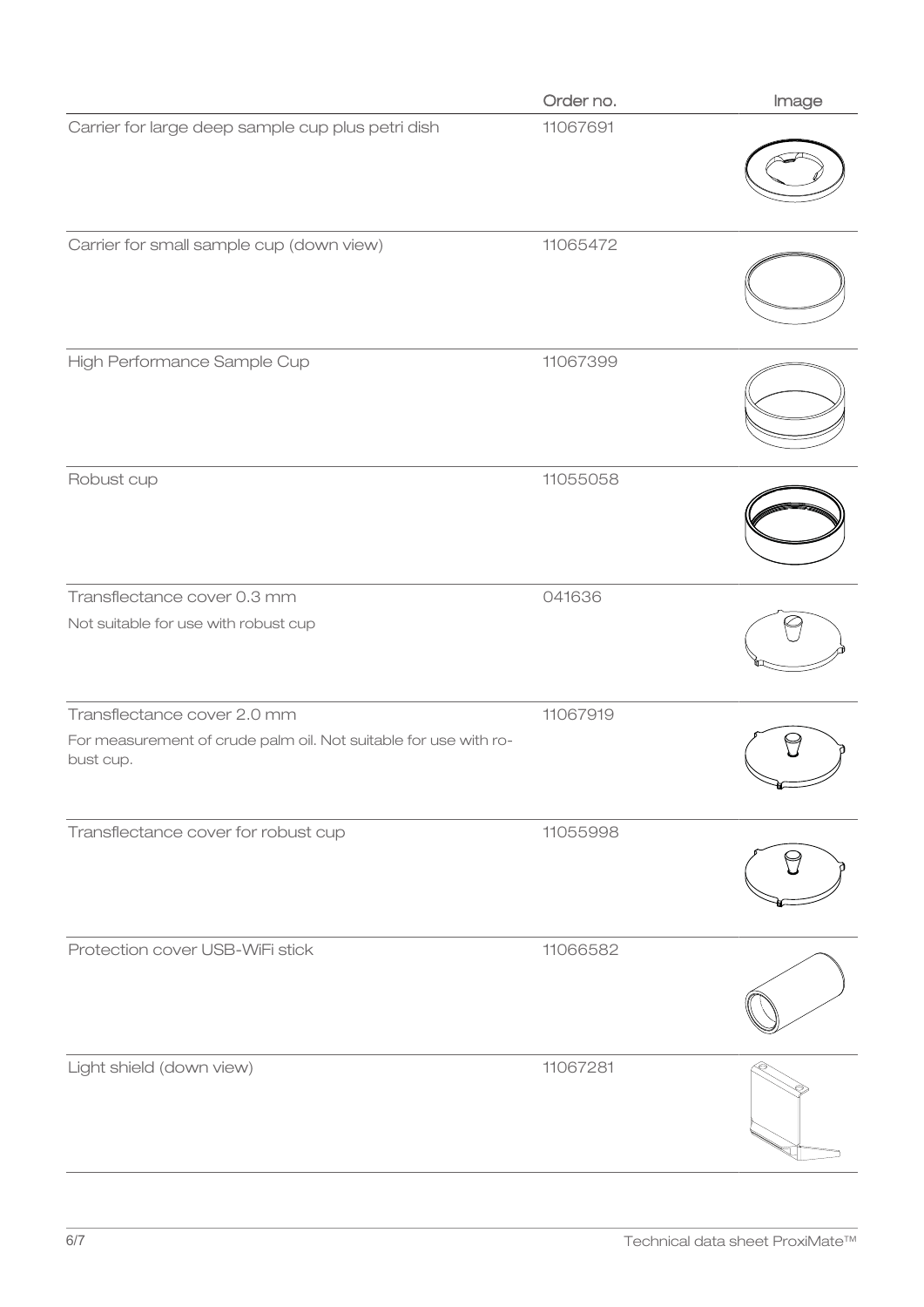| | Order no. | Image |
|---|---|---|
| Carrier for large deep sample cup plus petri dish | 11067691 | |
| Carrier for small sample cup (down view) | 11065472 | |
| High Performance Sample Cup | 11067399 | |
| Robust cup | 11055058 | |
| Transflectance cover 0.3 mm<br>Not suitable for use with robust cup | 041636 | |
| Transflectance cover 2.0 mm<br>For measurement of crude palm oil. Not suitable for use with robust cup. | 11067919 | |
| Transflectance cover for robust cup | 11055998 | |
| Protection cover USB-WiFi stick | 11066582 | |
| Light shield (down view) | 11067281 | |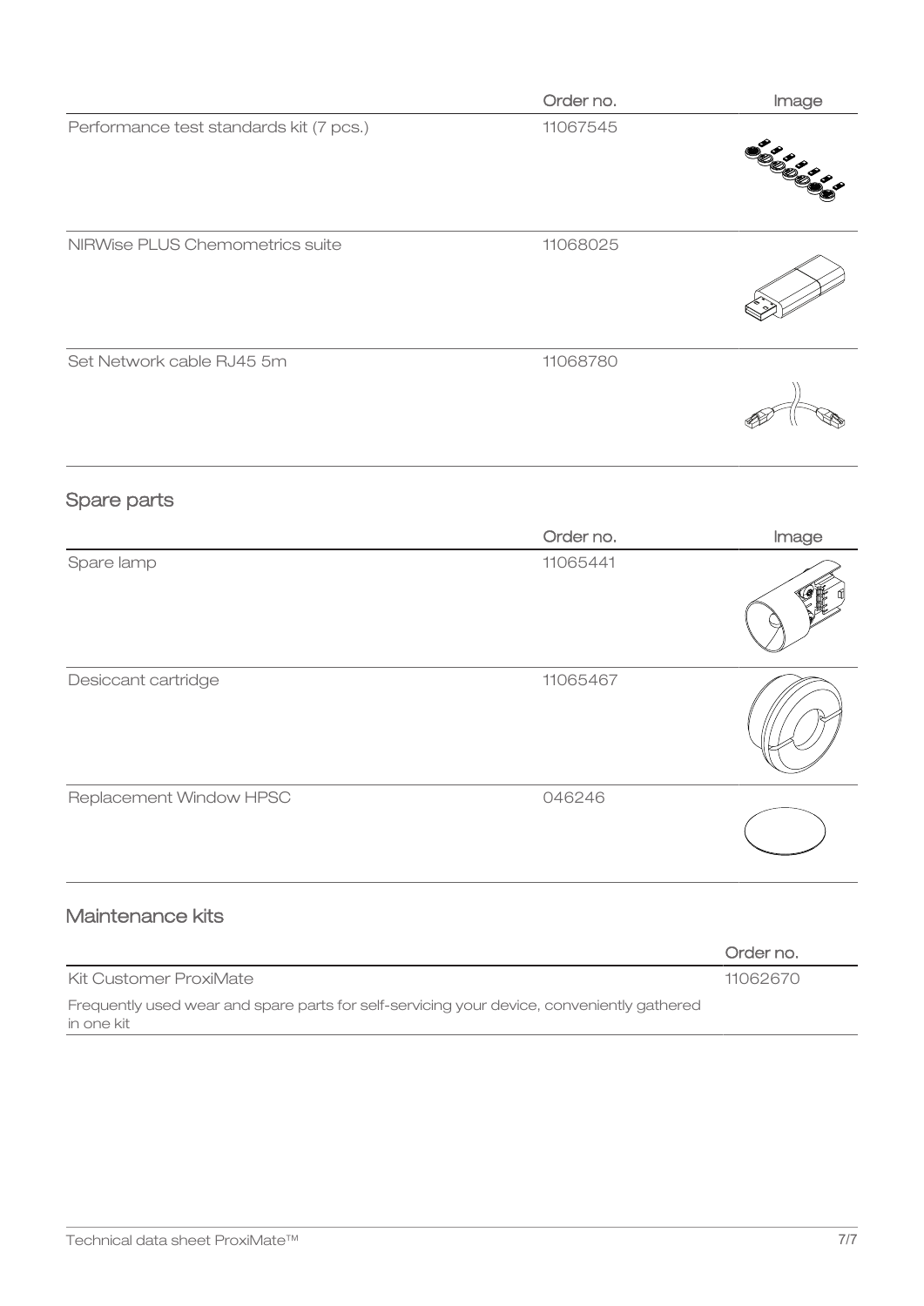| | Order no. | Image |
| --- | --- | --- |
| Performance test standards kit (7 pcs.) | 11067545 | |
| NIRWise PLUS Chemometrics suite | 11068025 | |
| Set Network cable RJ45 5m | 11068780 | |

## Spare parts

| | Order no. | Image |
| --- | --- | --- |
| Spare lamp | 11065441 | |
| Desiccant cartridge | 11065467 | |
| Replacement Window HPSC | 046246 | |

## Maintenance kits

| | Order no. |
| --- | --- |
| Kit Customer ProxiMate | 11062670 |
| Frequently used wear and spare parts for self-servicing your device, conveniently gathered in one kit | |